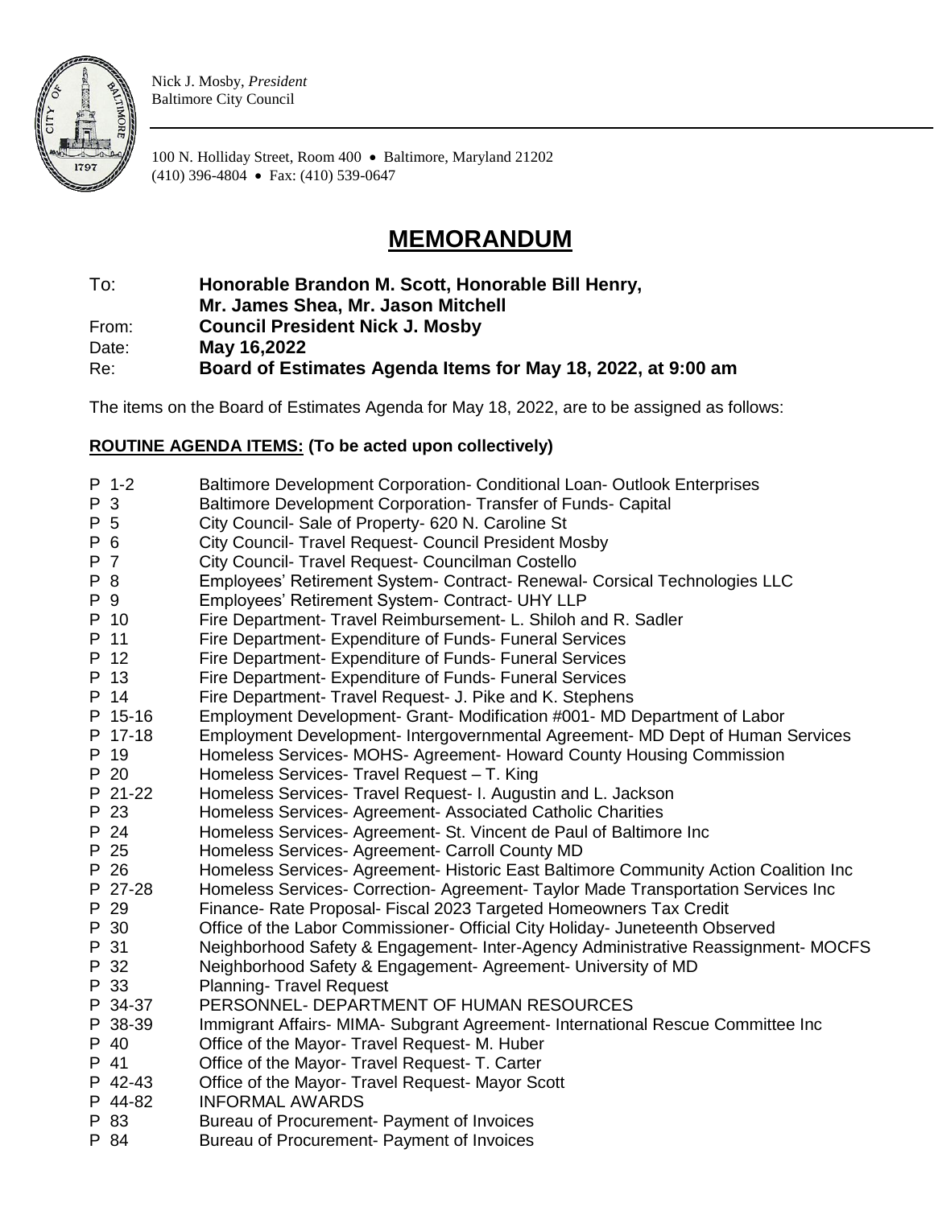Nick J. Mosby, *President*
Baltimore City Council

100 N. Holliday Street, Room 400 • Baltimore, Maryland 21202
(410) 396-4804 • Fax: (410) 539-0647

# MEMORANDUM

To: **Honorable Brandon M. Scott, Honorable Bill Henry, Mr. James Shea, Mr. Jason Mitchell**
From: **Council President Nick J. Mosby**
Date: **May 16,2022**
Re: **Board of Estimates Agenda Items for May 18, 2022, at 9:00 am**

The items on the Board of Estimates Agenda for May 18, 2022, are to be assigned as follows:

**ROUTINE AGENDA ITEMS: (To be acted upon collectively)**

| | |
|---|---|
| P 1-2 | Baltimore Development Corporation- Conditional Loan- Outlook Enterprises |
| P 3 | Baltimore Development Corporation- Transfer of Funds- Capital |
| P 5 | City Council- Sale of Property- 620 N. Caroline St |
| P 6 | City Council- Travel Request- Council President Mosby |
| P 7 | City Council- Travel Request- Councilman Costello |
| P 8 | Employees' Retirement System- Contract- Renewal- Corsical Technologies LLC |
| P 9 | Employees' Retirement System- Contract- UHY LLP |
| P 10 | Fire Department- Travel Reimbursement- L. Shiloh and R. Sadler |
| P 11 | Fire Department- Expenditure of Funds- Funeral Services |
| P 12 | Fire Department- Expenditure of Funds- Funeral Services |
| P 13 | Fire Department- Expenditure of Funds- Funeral Services |
| P 14 | Fire Department- Travel Request- J. Pike and K. Stephens |
| P 15-16 | Employment Development- Grant- Modification #001- MD Department of Labor |
| P 17-18 | Employment Development- Intergovernmental Agreement- MD Dept of Human Services |
| P 19 | Homeless Services- MOHS- Agreement- Howard County Housing Commission |
| P 20 | Homeless Services- Travel Request – T. King |
| P 21-22 | Homeless Services- Travel Request- I. Augustin and L. Jackson |
| P 23 | Homeless Services- Agreement- Associated Catholic Charities |
| P 24 | Homeless Services- Agreement- St. Vincent de Paul of Baltimore Inc |
| P 25 | Homeless Services- Agreement- Carroll County MD |
| P 26 | Homeless Services- Agreement- Historic East Baltimore Community Action Coalition Inc |
| P 27-28 | Homeless Services- Correction- Agreement- Taylor Made Transportation Services Inc |
| P 29 | Finance- Rate Proposal- Fiscal 2023 Targeted Homeowners Tax Credit |
| P 30 | Office of the Labor Commissioner- Official City Holiday- Juneteenth Observed |
| P 31 | Neighborhood Safety & Engagement- Inter-Agency Administrative Reassignment- MOCFS |
| P 32 | Neighborhood Safety & Engagement- Agreement- University of MD |
| P 33 | Planning- Travel Request |
| P 34-37 | PERSONNEL- DEPARTMENT OF HUMAN RESOURCES |
| P 38-39 | Immigrant Affairs- MIMA- Subgrant Agreement- International Rescue Committee Inc |
| P 40 | Office of the Mayor- Travel Request- M. Huber |
| P 41 | Office of the Mayor- Travel Request- T. Carter |
| P 42-43 | Office of the Mayor- Travel Request- Mayor Scott |
| P 44-82 | INFORMAL AWARDS |
| P 83 | Bureau of Procurement- Payment of Invoices |
| P 84 | Bureau of Procurement- Payment of Invoices |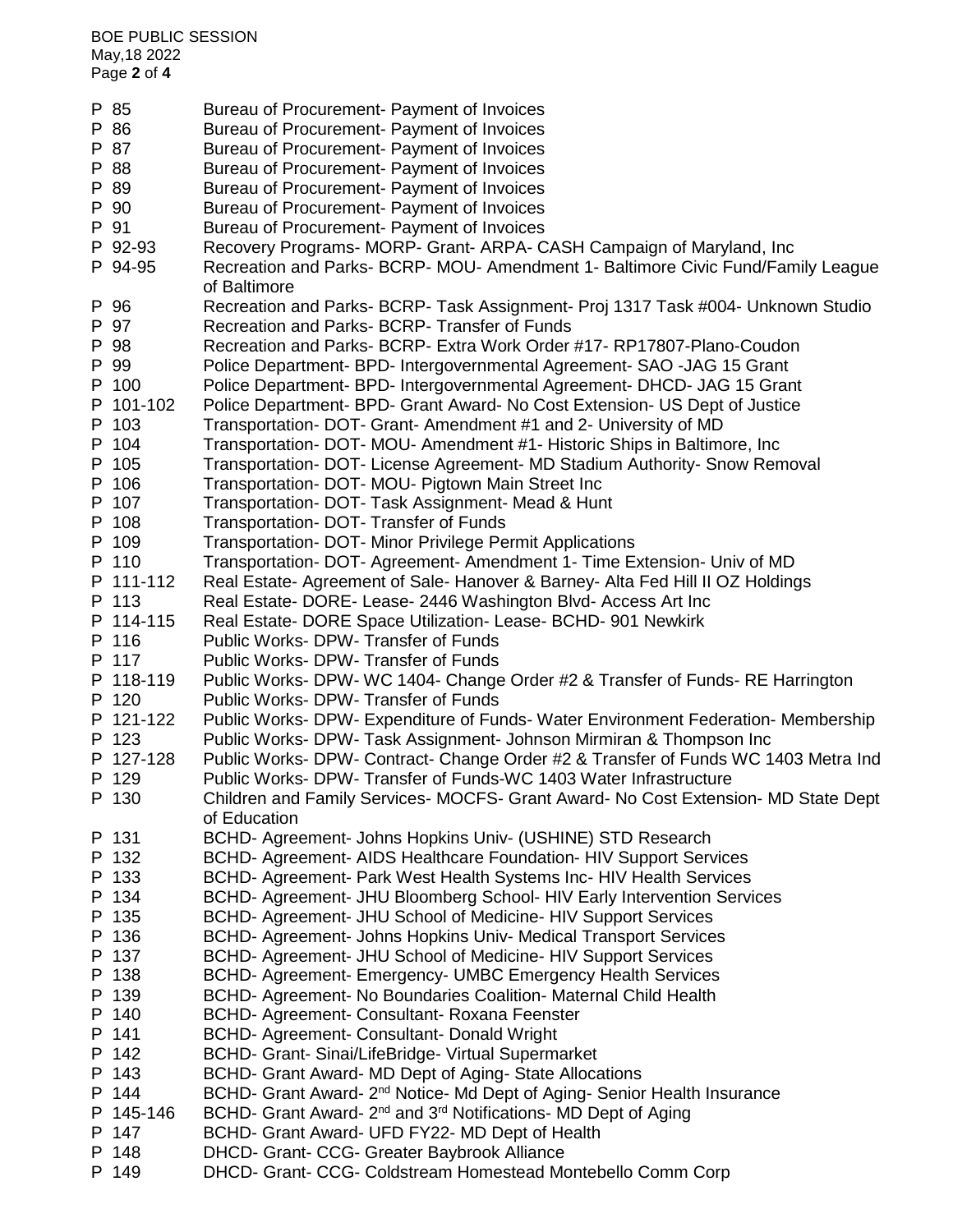| | |
|---|---|
| P 85 | Bureau of Procurement- Payment of Invoices |
| P 86 | Bureau of Procurement- Payment of Invoices |
| P 87 | Bureau of Procurement- Payment of Invoices |
| P 88 | Bureau of Procurement- Payment of Invoices |
| P 89 | Bureau of Procurement- Payment of Invoices |
| P 90 | Bureau of Procurement- Payment of Invoices |
| P 91 | Bureau of Procurement- Payment of Invoices |
| P 92-93 | Recovery Programs- MORP- Grant- ARPA- CASH Campaign of Maryland, Inc |
| P 94-95 | Recreation and Parks- BCRP- MOU- Amendment 1- Baltimore Civic Fund/Family League of Baltimore |
| P 96 | Recreation and Parks- BCRP- Task Assignment- Proj 1317 Task #004- Unknown Studio |
| P 97 | Recreation and Parks- BCRP- Transfer of Funds |
| P 98 | Recreation and Parks- BCRP- Extra Work Order #17- RP17807-Plano-Coudon |
| P 99 | Police Department- BPD- Intergovernmental Agreement- SAO -JAG 15 Grant |
| P 100 | Police Department- BPD- Intergovernmental Agreement- DHCD- JAG 15 Grant |
| P 101-102 | Police Department- BPD- Grant Award- No Cost Extension- US Dept of Justice |
| P 103 | Transportation- DOT- Grant- Amendment #1 and 2- University of MD |
| P 104 | Transportation- DOT- MOU- Amendment #1- Historic Ships in Baltimore, Inc |
| P 105 | Transportation- DOT- License Agreement- MD Stadium Authority- Snow Removal |
| P 106 | Transportation- DOT- MOU- Pigtown Main Street Inc |
| P 107 | Transportation- DOT- Task Assignment- Mead & Hunt |
| P 108 | Transportation- DOT- Transfer of Funds |
| P 109 | Transportation- DOT- Minor Privilege Permit Applications |
| P 110 | Transportation- DOT- Agreement- Amendment 1- Time Extension- Univ of MD |
| P 111-112 | Real Estate- Agreement of Sale- Hanover & Barney- Alta Fed Hill II OZ Holdings |
| P 113 | Real Estate- DORE- Lease- 2446 Washington Blvd- Access Art Inc |
| P 114-115 | Real Estate- DORE Space Utilization- Lease- BCHD- 901 Newkirk |
| P 116 | Public Works- DPW- Transfer of Funds |
| P 117 | Public Works- DPW- Transfer of Funds |
| P 118-119 | Public Works- DPW- WC 1404- Change Order #2 & Transfer of Funds- RE Harrington |
| P 120 | Public Works- DPW- Transfer of Funds |
| P 121-122 | Public Works- DPW- Expenditure of Funds- Water Environment Federation- Membership |
| P 123 | Public Works- DPW- Task Assignment- Johnson Mirmiran & Thompson Inc |
| P 127-128 | Public Works- DPW- Contract- Change Order #2 & Transfer of Funds WC 1403 Metra Ind |
| P 129 | Public Works- DPW- Transfer of Funds-WC 1403 Water Infrastructure |
| P 130 | Children and Family Services- MOCFS- Grant Award- No Cost Extension- MD State Dept of Education |
| P 131 | BCHD- Agreement- Johns Hopkins Univ- (USHINE) STD Research |
| P 132 | BCHD- Agreement- AIDS Healthcare Foundation- HIV Support Services |
| P 133 | BCHD- Agreement- Park West Health Systems Inc- HIV Health Services |
| P 134 | BCHD- Agreement- JHU Bloomberg School- HIV Early Intervention Services |
| P 135 | BCHD- Agreement- JHU School of Medicine- HIV Support Services |
| P 136 | BCHD- Agreement- Johns Hopkins Univ- Medical Transport Services |
| P 137 | BCHD- Agreement- JHU School of Medicine- HIV Support Services |
| P 138 | BCHD- Agreement- Emergency- UMBC Emergency Health Services |
| P 139 | BCHD- Agreement- No Boundaries Coalition- Maternal Child Health |
| P 140 | BCHD- Agreement- Consultant- Roxana Feenster |
| P 141 | BCHD- Agreement- Consultant- Donald Wright |
| P 142 | BCHD- Grant- Sinai/LifeBridge- Virtual Supermarket |
| P 143 | BCHD- Grant Award- MD Dept of Aging- State Allocations |
| P 144 | BCHD- Grant Award- 2nd Notice- Md Dept of Aging- Senior Health Insurance |
| P 145-146 | BCHD- Grant Award- 2nd and 3rd Notifications- MD Dept of Aging |
| P 147 | BCHD- Grant Award- UFD FY22- MD Dept of Health |
| P 148 | DHCD- Grant- CCG- Greater Baybrook Alliance |
| P 149 | DHCD- Grant- CCG- Coldstream Homestead Montebello Comm Corp |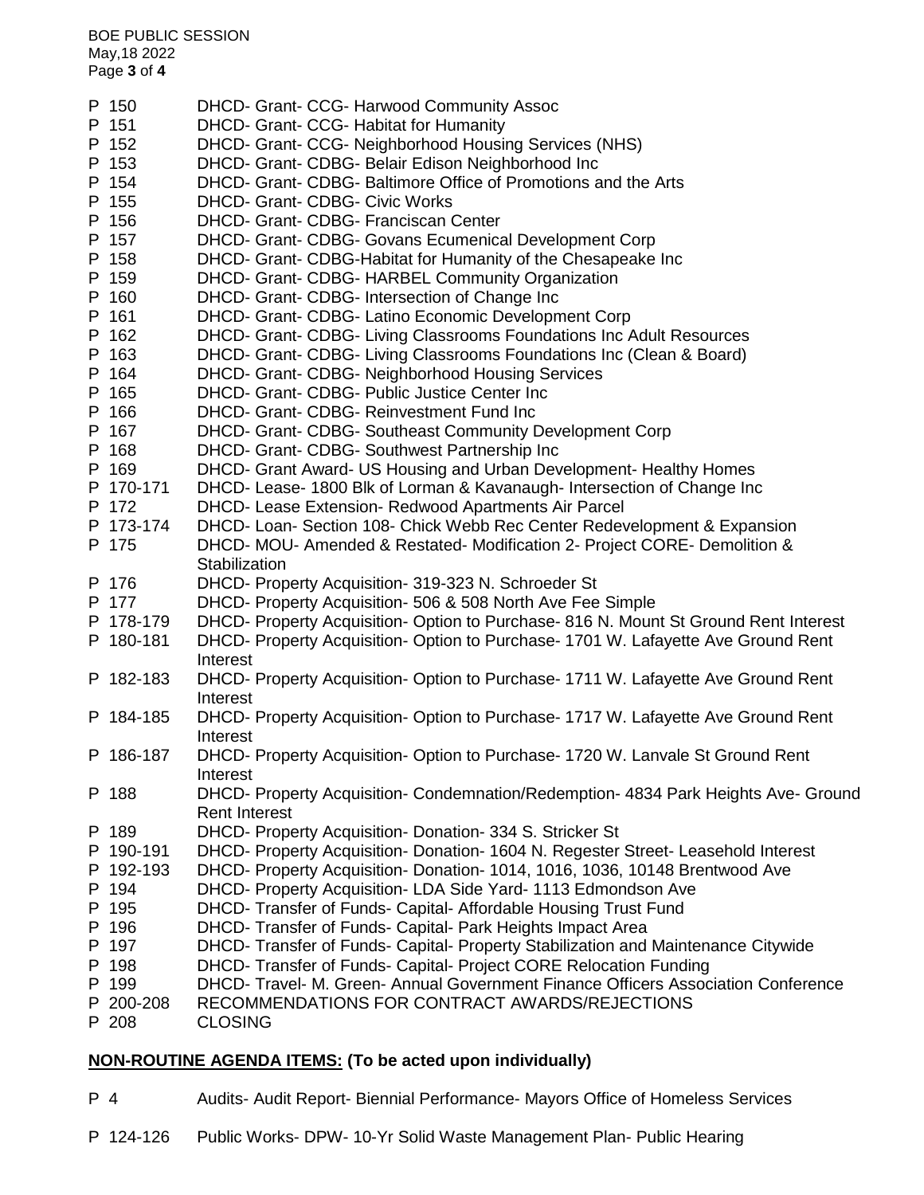| | |
|---|---|
| P 150 | DHCD- Grant- CCG- Harwood Community Assoc |
| P 151 | DHCD- Grant- CCG- Habitat for Humanity |
| P 152 | DHCD- Grant- CCG- Neighborhood Housing Services (NHS) |
| P 153 | DHCD- Grant- CDBG- Belair Edison Neighborhood Inc |
| P 154 | DHCD- Grant- CDBG- Baltimore Office of Promotions and the Arts |
| P 155 | DHCD- Grant- CDBG- Civic Works |
| P 156 | DHCD- Grant- CDBG- Franciscan Center |
| P 157 | DHCD- Grant- CDBG- Govans Ecumenical Development Corp |
| P 158 | DHCD- Grant- CDBG-Habitat for Humanity of the Chesapeake Inc |
| P 159 | DHCD- Grant- CDBG- HARBEL Community Organization |
| P 160 | DHCD- Grant- CDBG- Intersection of Change Inc |
| P 161 | DHCD- Grant- CDBG- Latino Economic Development Corp |
| P 162 | DHCD- Grant- CDBG- Living Classrooms Foundations Inc Adult Resources |
| P 163 | DHCD- Grant- CDBG- Living Classrooms Foundations Inc (Clean & Board) |
| P 164 | DHCD- Grant- CDBG- Neighborhood Housing Services |
| P 165 | DHCD- Grant- CDBG- Public Justice Center Inc |
| P 166 | DHCD- Grant- CDBG- Reinvestment Fund Inc |
| P 167 | DHCD- Grant- CDBG- Southeast Community Development Corp |
| P 168 | DHCD- Grant- CDBG- Southwest Partnership Inc |
| P 169 | DHCD- Grant Award- US Housing and Urban Development- Healthy Homes |
| P 170-171 | DHCD- Lease- 1800 Blk of Lorman & Kavanaugh- Intersection of Change Inc |
| P 172 | DHCD- Lease Extension- Redwood Apartments Air Parcel |
| P 173-174 | DHCD- Loan- Section 108- Chick Webb Rec Center Redevelopment & Expansion |
| P 175 | DHCD- MOU- Amended & Restated- Modification 2- Project CORE- Demolition & Stabilization |
| P 176 | DHCD- Property Acquisition- 319-323 N. Schroeder St |
| P 177 | DHCD- Property Acquisition- 506 & 508 North Ave Fee Simple |
| P 178-179 | DHCD- Property Acquisition- Option to Purchase- 816 N. Mount St Ground Rent Interest |
| P 180-181 | DHCD- Property Acquisition- Option to Purchase- 1701 W. Lafayette Ave Ground Rent Interest |
| P 182-183 | DHCD- Property Acquisition- Option to Purchase- 1711 W. Lafayette Ave Ground Rent Interest |
| P 184-185 | DHCD- Property Acquisition- Option to Purchase- 1717 W. Lafayette Ave Ground Rent Interest |
| P 186-187 | DHCD- Property Acquisition- Option to Purchase- 1720 W. Lanvale St Ground Rent Interest |
| P 188 | DHCD- Property Acquisition- Condemnation/Redemption- 4834 Park Heights Ave- Ground Rent Interest |
| P 189 | DHCD- Property Acquisition- Donation- 334 S. Stricker St |
| P 190-191 | DHCD- Property Acquisition- Donation- 1604 N. Regester Street- Leasehold Interest |
| P 192-193 | DHCD- Property Acquisition- Donation- 1014, 1016, 1036, 10148 Brentwood Ave |
| P 194 | DHCD- Property Acquisition- LDA Side Yard- 1113 Edmondson Ave |
| P 195 | DHCD- Transfer of Funds- Capital- Affordable Housing Trust Fund |
| P 196 | DHCD- Transfer of Funds- Capital- Park Heights Impact Area |
| P 197 | DHCD- Transfer of Funds- Capital- Property Stabilization and Maintenance Citywide |
| P 198 | DHCD- Transfer of Funds- Capital- Project CORE Relocation Funding |
| P 199 | DHCD- Travel- M. Green- Annual Government Finance Officers Association Conference |
| P 200-208 | RECOMMENDATIONS FOR CONTRACT AWARDS/REJECTIONS |
| P 208 | CLOSING |

## **NON-ROUTINE AGENDA ITEMS: (To be acted upon individually)**

| | |
|---|---|
| P 4 | Audits- Audit Report- Biennial Performance- Mayors Office of Homeless Services |
| P 124-126 | Public Works- DPW- 10-Yr Solid Waste Management Plan- Public Hearing |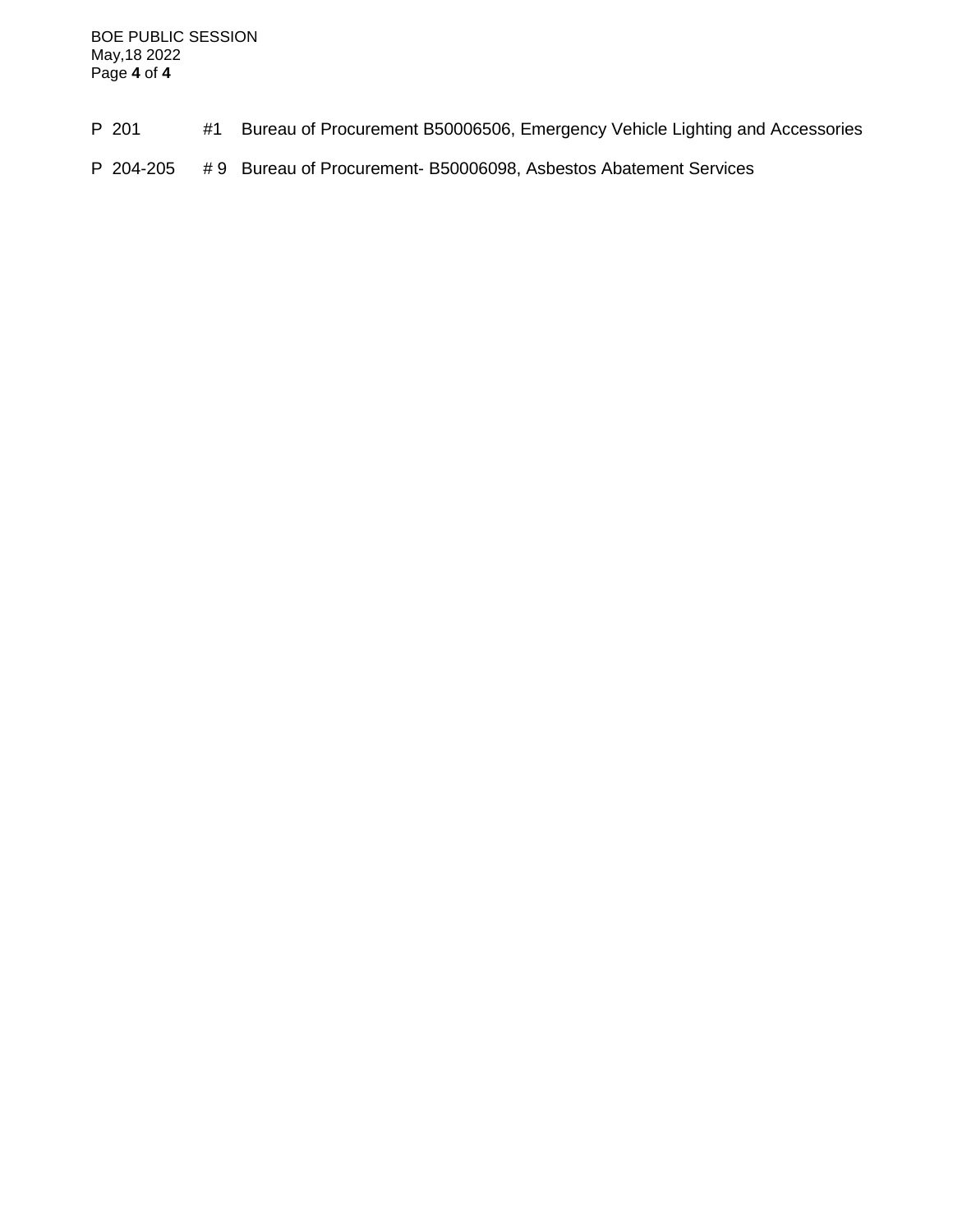P 201 #1 Bureau of Procurement B50006506, Emergency Vehicle Lighting and Accessories

P 204-205 # 9 Bureau of Procurement- B50006098, Asbestos Abatement Services